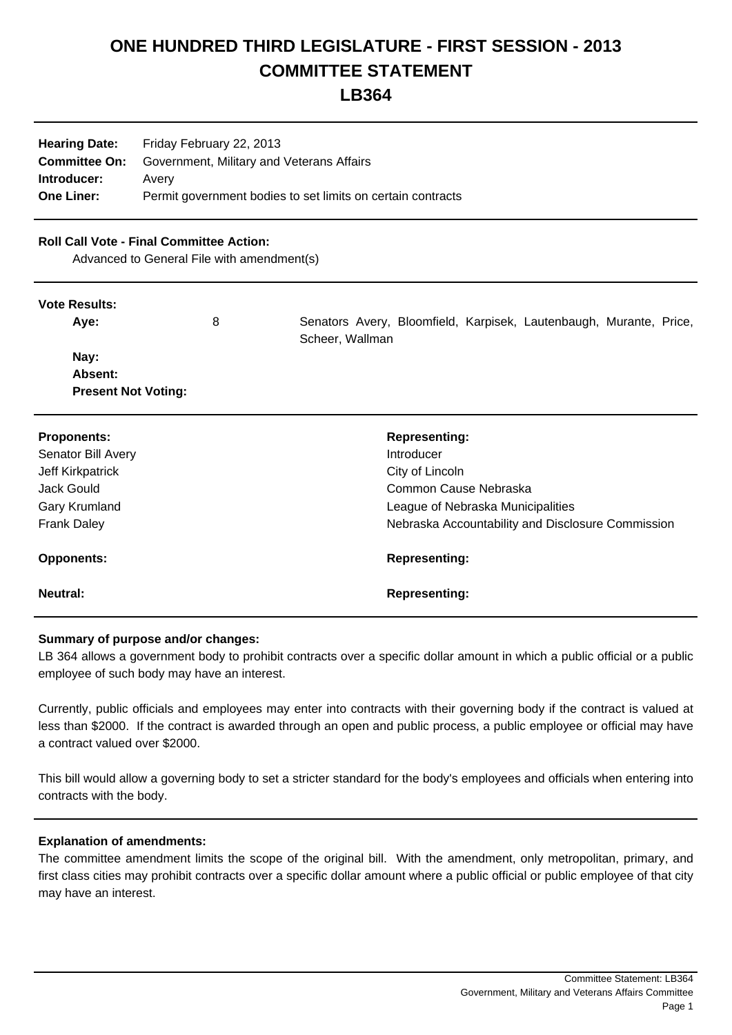# ONE HUNDRED THIRD LEGISLATURE - FIRST SESSION - 2013

# COMMITTEE STATEMENT

# LB364

**Hearing Date:** Friday February 22, 2013
**Committee On:** Government, Military and Veterans Affairs
**Introducer:** Avery
**One Liner:** Permit government bodies to set limits on certain contracts

**Roll Call Vote - Final Committee Action:**
Advanced to General File with amendment(s)

**Vote Results:**

| | | |
|---|---|---|
| **Aye:** | 8 | Senators Avery, Bloomfield, Karpisek, Lautenbaugh, Murante, Price, Scheer, Wallman |
| **Nay:** | | |
| **Absent:** | | |
| **Present Not Voting:** | | |

| **Proponents:** | **Representing:** |
|---|---|
| Senator Bill Avery | Introducer |
| Jeff Kirkpatrick | City of Lincoln |
| Jack Gould | Common Cause Nebraska |
| Gary Krumland | League of Nebraska Municipalities |
| Frank Daley | Nebraska Accountability and Disclosure Commission |
| **Opponents:** | **Representing:** |
| **Neutral:** | **Representing:** |

**Summary of purpose and/or changes:**

LB 364 allows a government body to prohibit contracts over a specific dollar amount in which a public official or a public employee of such body may have an interest.

Currently, public officials and employees may enter into contracts with their governing body if the contract is valued at less than $2000. If the contract is awarded through an open and public process, a public employee or official may have a contract valued over $2000.

This bill would allow a governing body to set a stricter standard for the body's employees and officials when entering into contracts with the body.

**Explanation of amendments:**

The committee amendment limits the scope of the original bill. With the amendment, only metropolitan, primary, and first class cities may prohibit contracts over a specific dollar amount where a public official or public employee of that city may have an interest.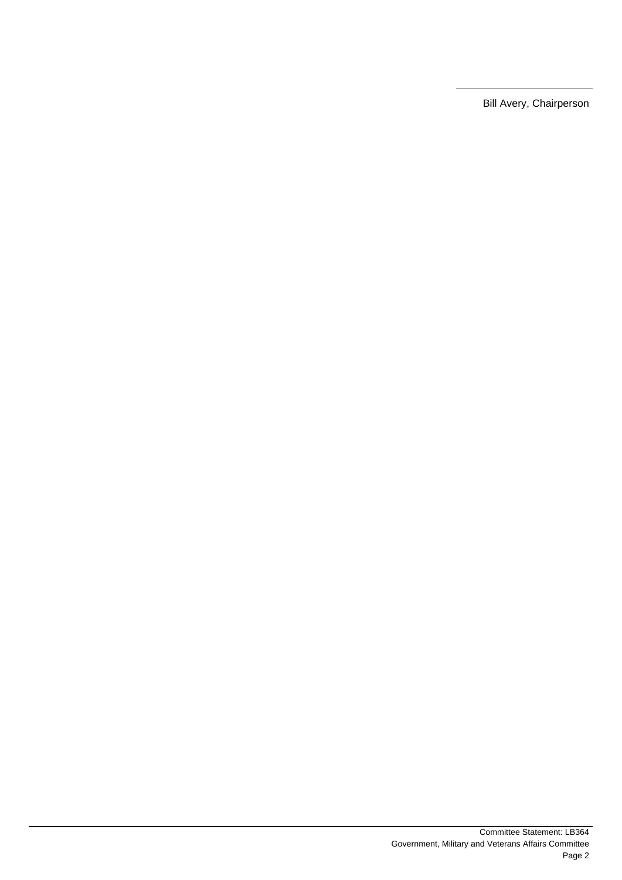Bill Avery, Chairperson